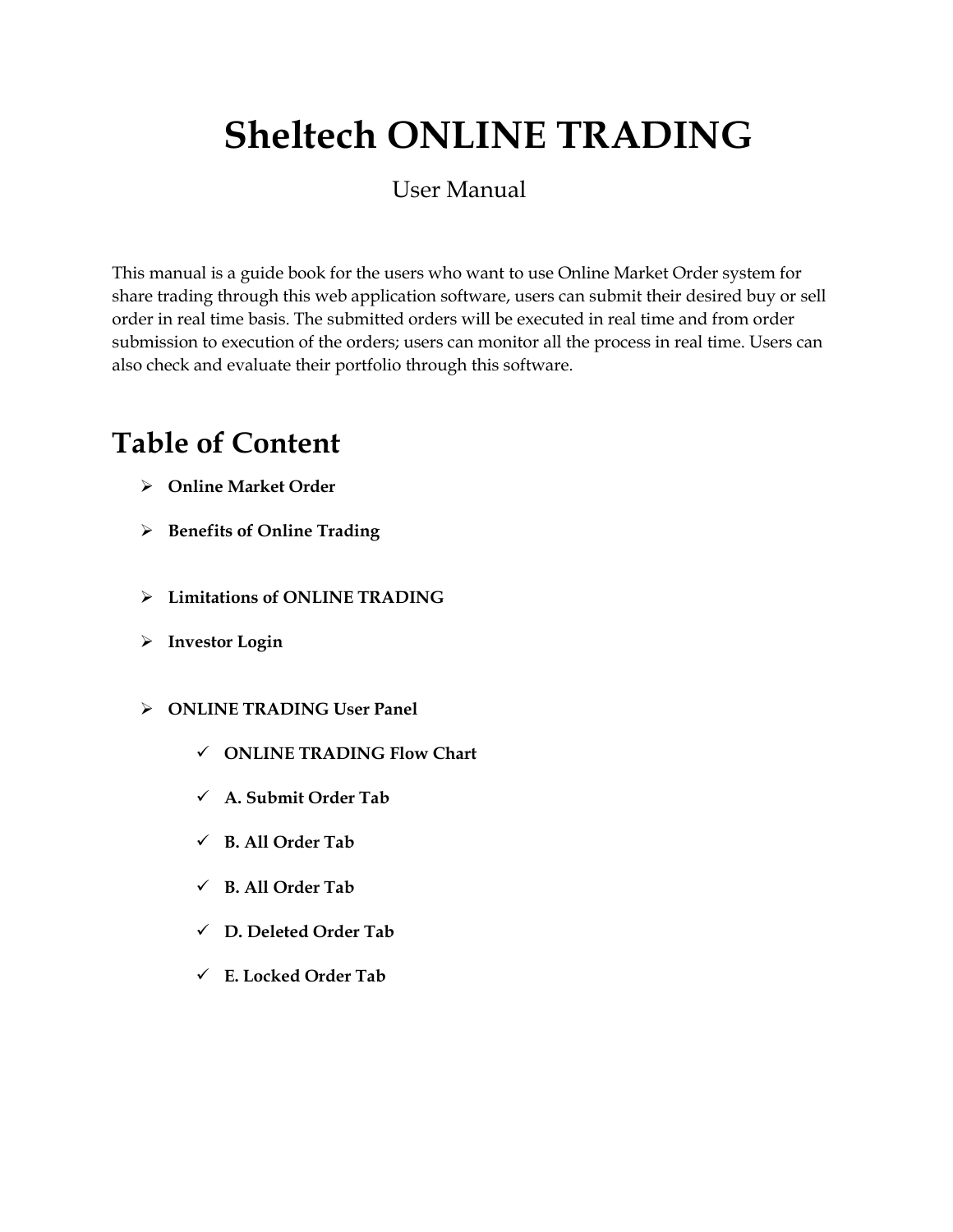# Sheltech ONLINE TRADING

User Manual

This manual is a guide book for the users who want to use Online Market Order system for share trading through this web application software, users can submit their desired buy or sell order in real time basis. The submitted orders will be executed in real time and from order submission to execution of the orders; users can monitor all the process in real time. Users can also check and evaluate their portfolio through this software.

## Table of Content

- **Online Market Order**
- **Benefits of Online Trading**
- **Limitations of ONLINE TRADING**
- **Investor Login**
- **ONLINE TRADING User Panel**
  - **ONLINE TRADING Flow Chart**
  - **A. Submit Order Tab**
  - **B. All Order Tab**
  - **B. All Order Tab**
  - **D. Deleted Order Tab**
  - **E. Locked Order Tab**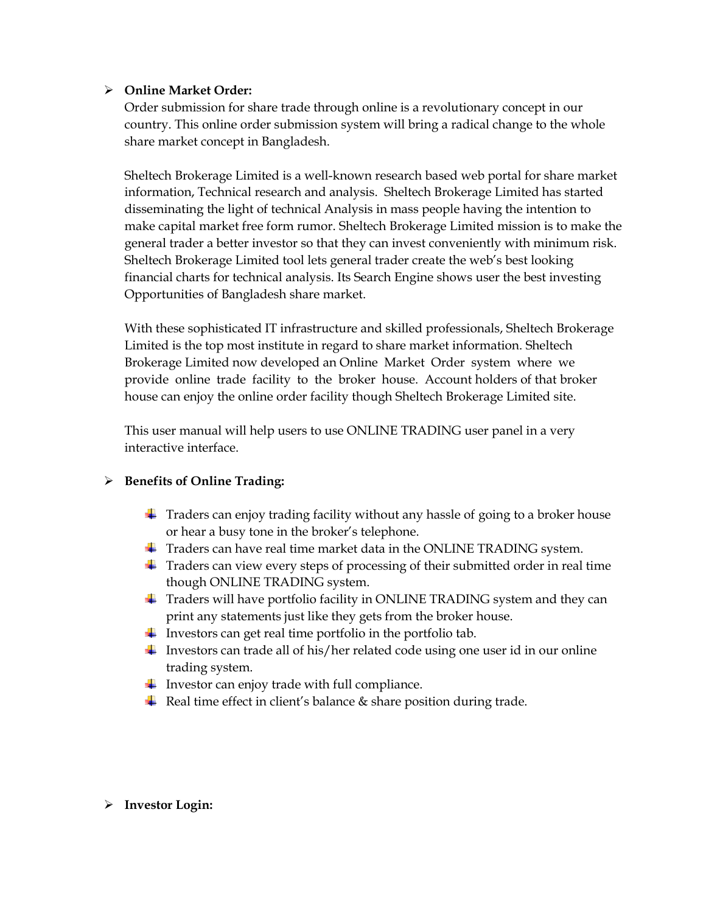- **Online Market Order:**

  Order submission for share trade through online is a revolutionary concept in our country. This online order submission system will bring a radical change to the whole share market concept in Bangladesh.

  Sheltech Brokerage Limited is a well-known research based web portal for share market information, Technical research and analysis. Sheltech Brokerage Limited has started disseminating the light of technical Analysis in mass people having the intention to make capital market free form rumor. Sheltech Brokerage Limited mission is to make the general trader a better investor so that they can invest conveniently with minimum risk. Sheltech Brokerage Limited tool lets general trader create the web's best looking financial charts for technical analysis. Its Search Engine shows user the best investing Opportunities of Bangladesh share market.

  With these sophisticated IT infrastructure and skilled professionals, Sheltech Brokerage Limited is the top most institute in regard to share market information. Sheltech Brokerage Limited now developed an Online Market Order system where we provide online trade facility to the broker house. Account holders of that broker house can enjoy the online order facility though Sheltech Brokerage Limited site.

  This user manual will help users to use ONLINE TRADING user panel in a very interactive interface.

- **Benefits of Online Trading:**

  - Traders can enjoy trading facility without any hassle of going to a broker house or hear a busy tone in the broker's telephone.
  - Traders can have real time market data in the ONLINE TRADING system.
  - Traders can view every steps of processing of their submitted order in real time though ONLINE TRADING system.
  - Traders will have portfolio facility in ONLINE TRADING system and they can print any statements just like they gets from the broker house.
  - Investors can get real time portfolio in the portfolio tab.
  - Investors can trade all of his/her related code using one user id in our online trading system.
  - Investor can enjoy trade with full compliance.
  - Real time effect in client's balance & share position during trade.

- **Investor Login:**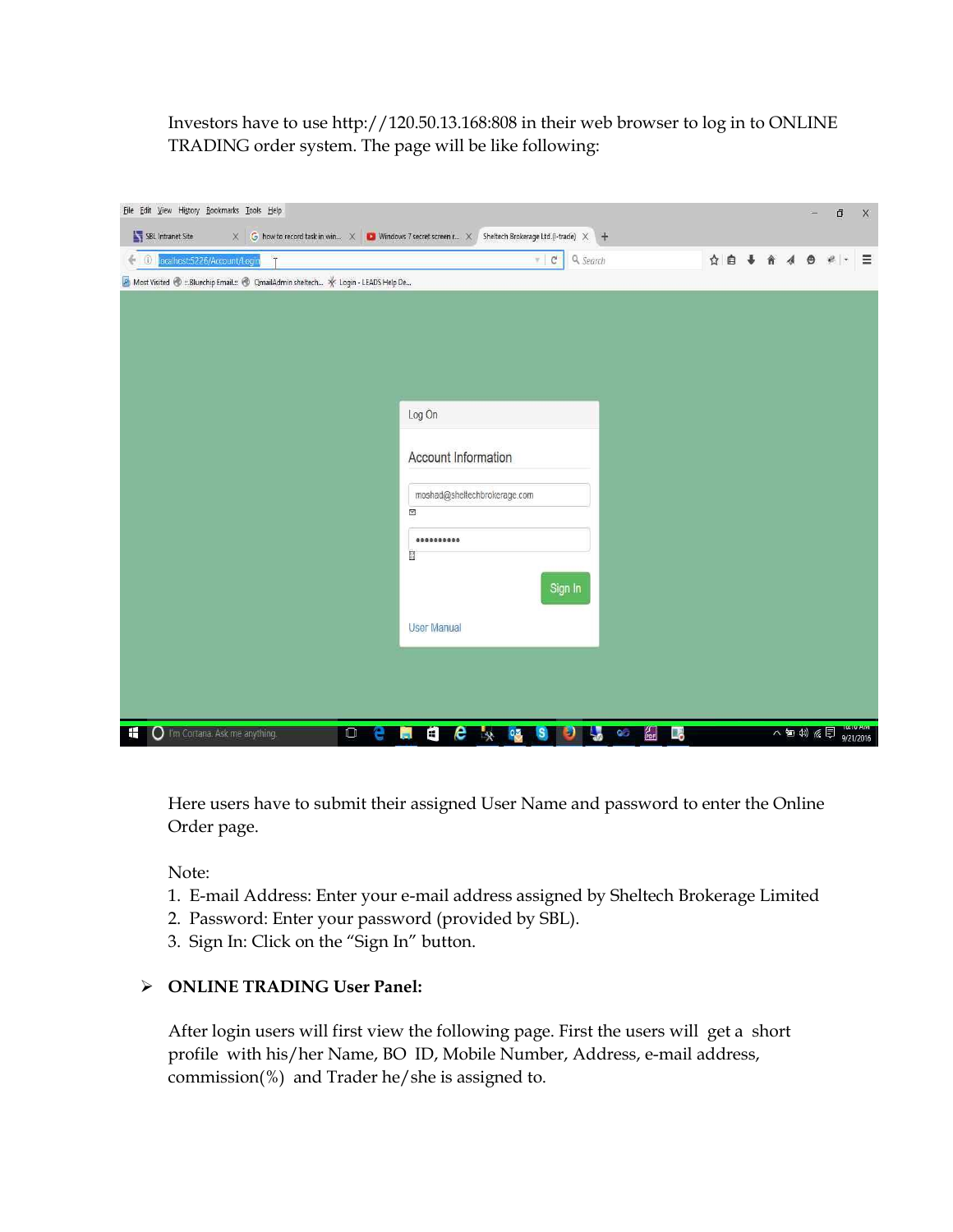Investors have to use http://120.50.13.168:808 in their web browser to log in to ONLINE TRADING order system. The page will be like following:

Here users have to submit their assigned User Name and password to enter the Online Order page.

Note:

1. E-mail Address: Enter your e-mail address assigned by Sheltech Brokerage Limited
2. Password: Enter your password (provided by SBL).
3. Sign In: Click on the "Sign In" button.

- **ONLINE TRADING User Panel:**

After login users will first view the following page. First the users will get a short profile with his/her Name, BO ID, Mobile Number, Address, e-mail address, commission(%) and Trader he/she is assigned to.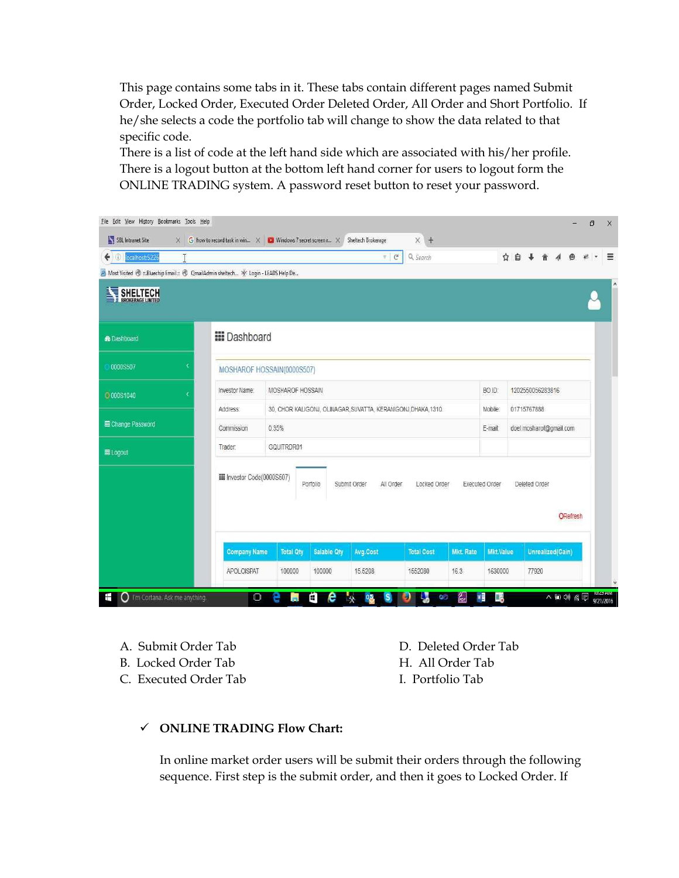This page contains some tabs in it. These tabs contain different pages named Submit Order, Locked Order, Executed Order Deleted Order, All Order and Short Portfolio. If he/she selects a code the portfolio tab will change to show the data related to that specific code.

There is a list of code at the left hand side which are associated with his/her profile. There is a logout button at the bottom left hand corner for users to logout form the ONLINE TRADING system. A password reset button to reset your password.

A. Submit Order Tab
B. Locked Order Tab
C. Executed Order Tab
D. Deleted Order Tab
H. All Order Tab
I. Portfolio Tab

- ✓ **ONLINE TRADING Flow Chart:**

  In online market order users will be submit their orders through the following sequence. First step is the submit order, and then it goes to Locked Order. If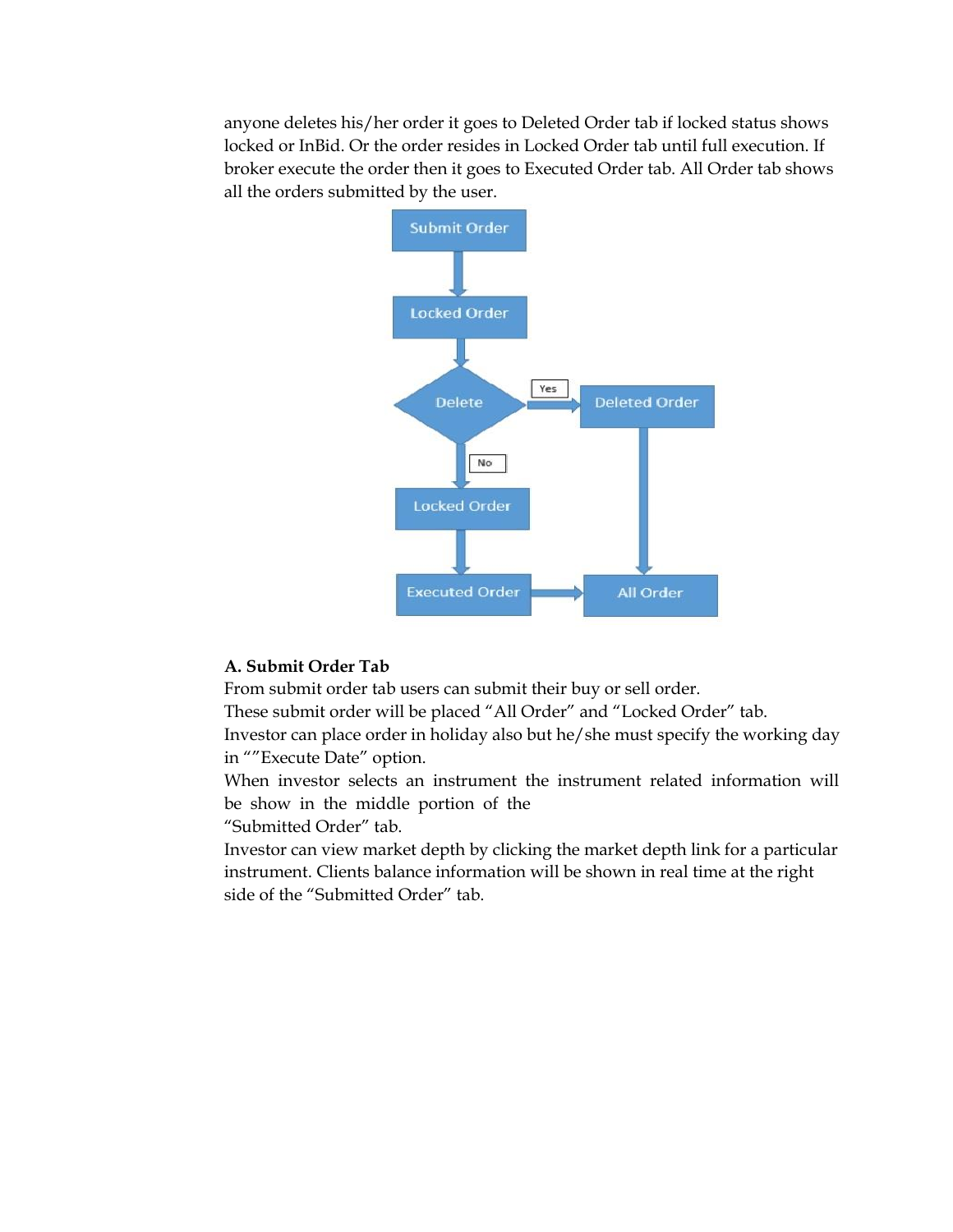anyone deletes his/her order it goes to Deleted Order tab if locked status shows locked or InBid. Or the order resides in Locked Order tab until full execution. If broker execute the order then it goes to Executed Order tab. All Order tab shows all the orders submitted by the user.

**A. Submit Order Tab**

From submit order tab users can submit their buy or sell order.

These submit order will be placed "All Order" and "Locked Order" tab.

Investor can place order in holiday also but he/she must specify the working day in ""Execute Date" option.

When investor selects an instrument the instrument related information will be show in the middle portion of the "Submitted Order" tab.

Investor can view market depth by clicking the market depth link for a particular instrument. Clients balance information will be shown in real time at the right side of the "Submitted Order" tab.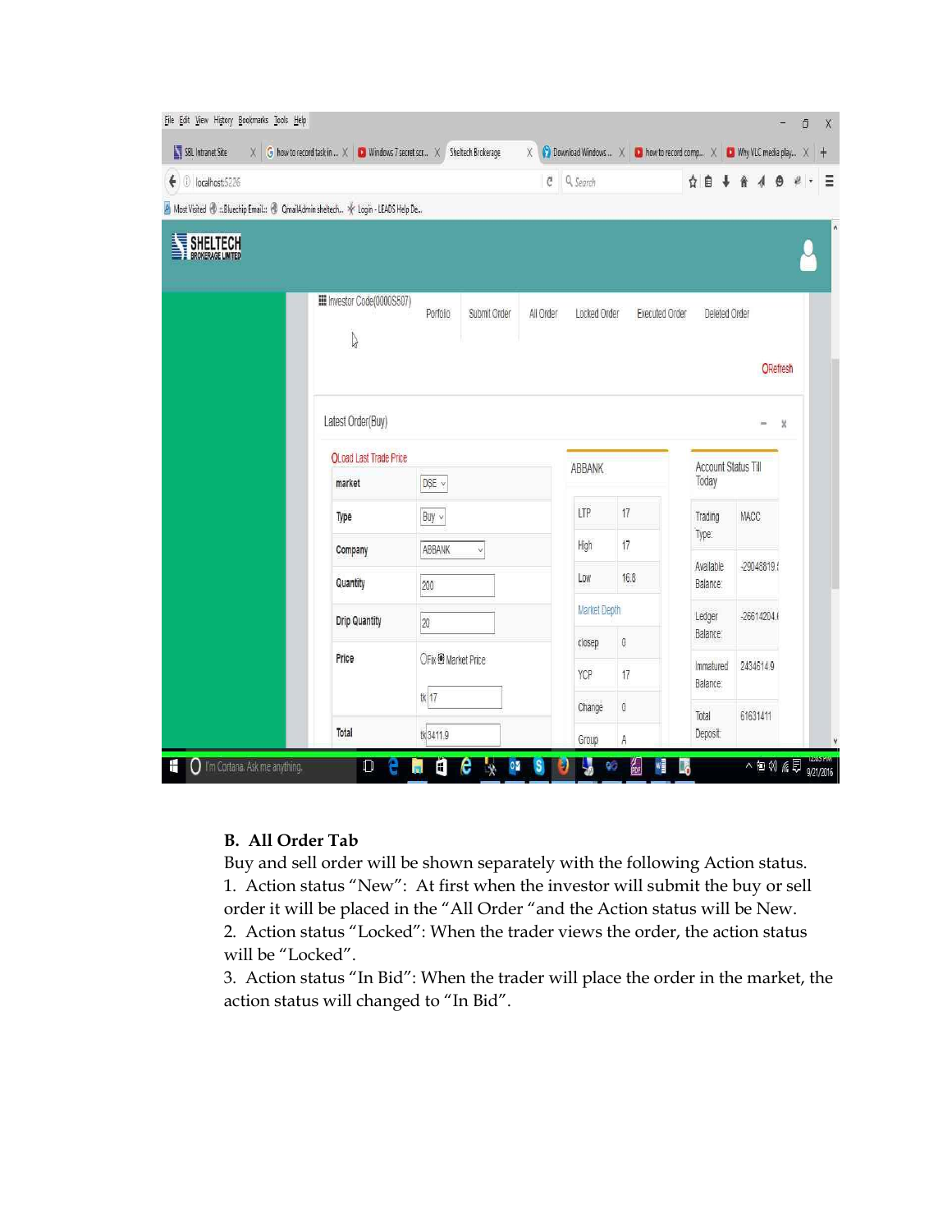**B. All Order Tab**

Buy and sell order will be shown separately with the following Action status.

1. Action status "New": At first when the investor will submit the buy or sell order it will be placed in the "All Order "and the Action status will be New.
2. Action status "Locked": When the trader views the order, the action status will be "Locked".
3. Action status "In Bid": When the trader will place the order in the market, the action status will changed to "In Bid".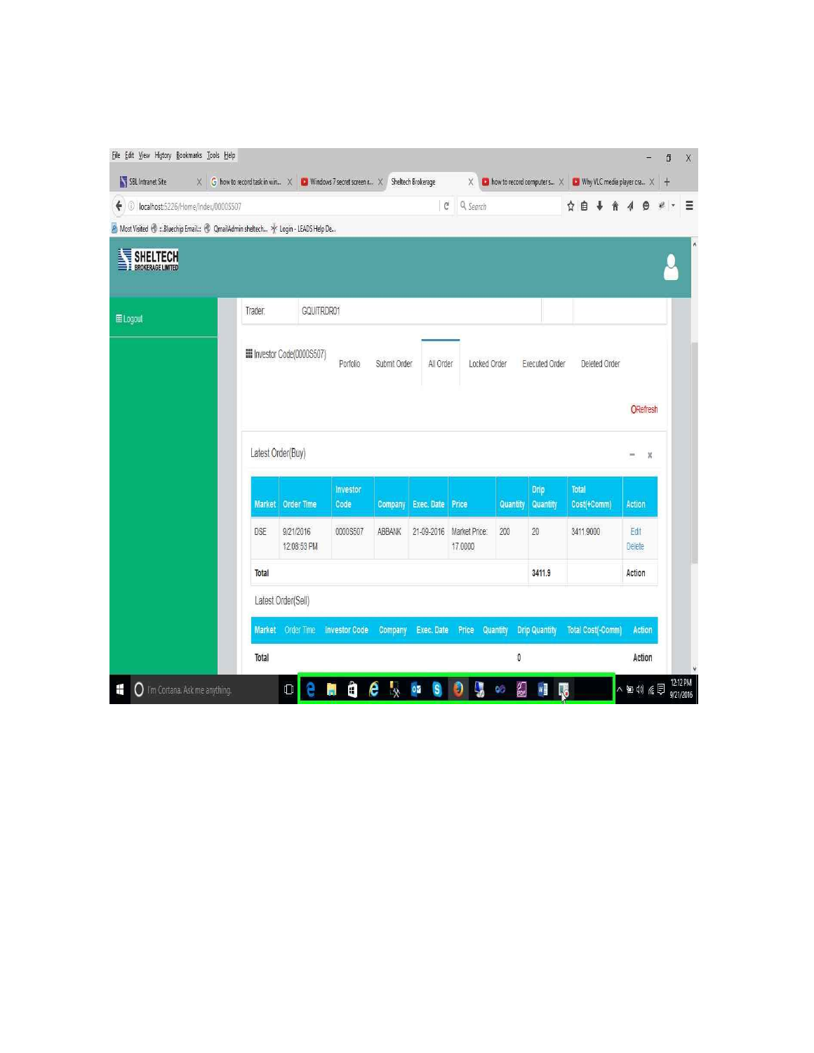File Edit View History Bookmarks Tools Help

SBL Intranet Site | how to record task in win... | Windows 7 secret screen r... | Sheltech Brokerage | how to record computer s... | Why VLC media player cra...

localhost:5226/Home/Index/0000S507

Most Visited | :.Bluechip Email:. | QmailAdmin sheltech... | Login - LEADS Help De...

SHELTECH BROKERAGE LIMITED

Logout

Trader: GQUITRDR01

Investor Code(0000S507) | Porfolio | Submit Order | All Order | Locked Order | Executed Order | Deleted Order

Refresh

Latest Order(Buy)

| Market | Order Time | Investor Code | Company | Exec. Date | Price | Quantity | Drip Quantity | Total Cost(+Comm) | Action |
|---|---|---|---|---|---|---|---|---|---|
| DSE | 9/21/2016 12:08:53 PM | 0000S507 | ABBANK | 21-09-2016 | Market Price: 17.0000 | 200 | 20 | 3411.9000 | Edit Delete |
| Total | | | | | | | 3411.9 | | Action |

Latest Order(Sell)

| Market | Order Time | Investor Code | Company | Exec. Date | Price | Quantity | Drip Quantity | Total Cost(-Comm) | Action |
|---|---|---|---|---|---|---|---|---|---|
| Total | | | | | | | 0 | | Action |

I'm Cortana. Ask me anything.

12:12 PM 9/21/2016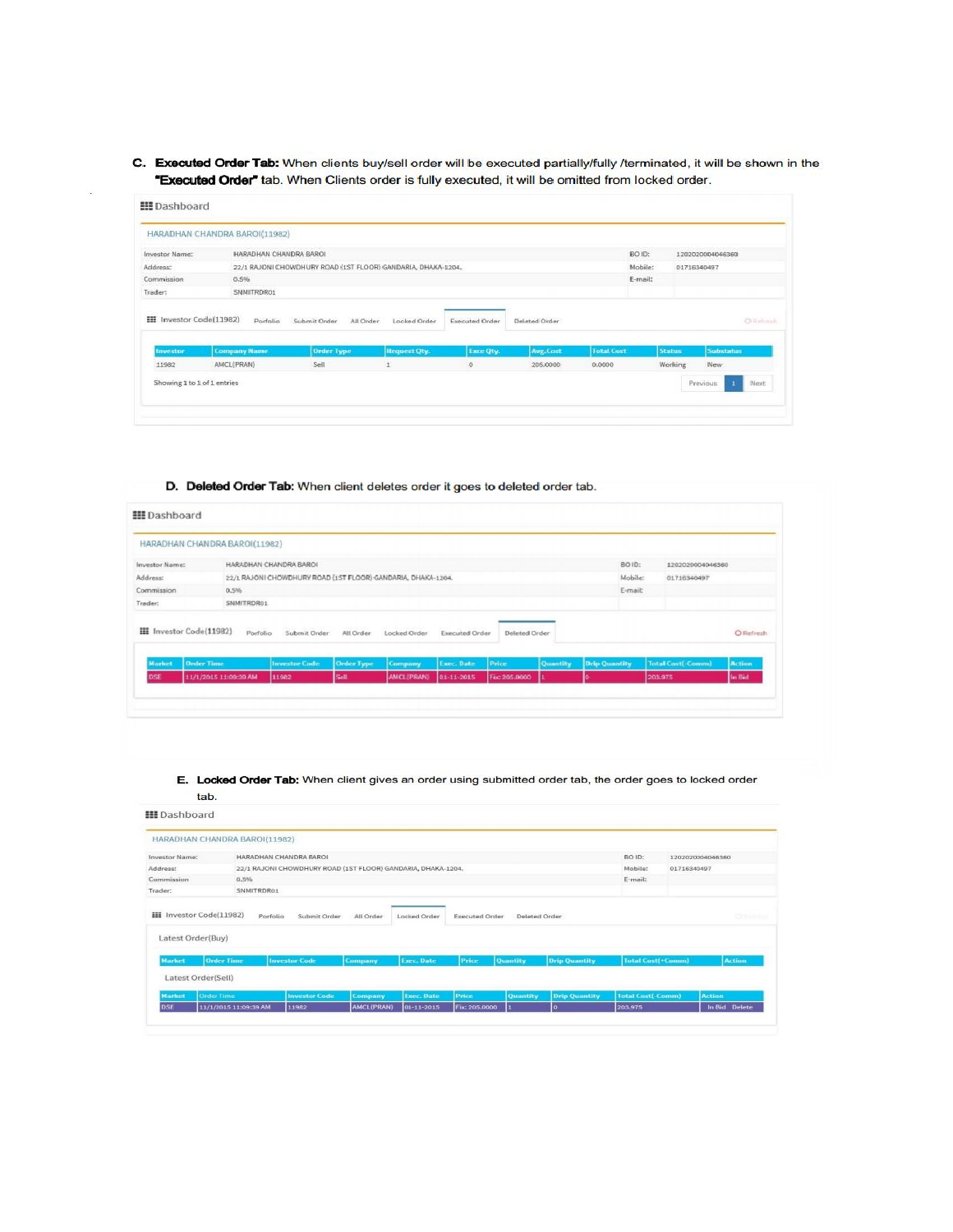**C. Executed Order Tab:** When clients buy/sell order will be executed partially/fully /terminated, it will be shown in the **"Executed Order"** tab. When Clients order is fully executed, it will be omitted from locked order.

Dashboard

HARADHAN CHANDRA BAROI(11982)

| | | | |
|---|---|---|---|
| Investor Name: | HARADHAN CHANDRA BAROI | BO ID: | 1202020004046360 |
| Address: | 22/1 RAJONI CHOWDHURY ROAD (1ST FLOOR) GANDARIA, DHAKA-1204. | Mobile: | 01716340497 |
| Commission | 0.5% | E-mail: | |
| Trader: | SNMITRDR01 | | |

Investor Code(11982) | Porfolio | Submit Order | All Order | Locked Order | Executed Order | Deleted Order | Refresh

| Investor | Company Name | Order Type | Request Qty. | Exce Qty. | Avg.Cost | Total Cost | Status | Substatus |
|---|---|---|---|---|---|---|---|---|
| 11982 | AMCL(PRAN) | Sell | 1 | 0 | 205.0000 | 0.0000 | Working | New |

Showing 1 to 1 of 1 entries

Previous 1 Next

**D. Deleted Order Tab:** When client deletes order it goes to deleted order tab.

Dashboard

HARADHAN CHANDRA BAROI(11982)

| | | | |
|---|---|---|---|
| Investor Name: | HARADHAN CHANDRA BAROI | BO ID: | 1202020004046360 |
| Address: | 22/1 RAJONI CHOWDHURY ROAD (1ST FLOOR) GANDARIA, DHAKA-1204. | Mobile: | 01716340497 |
| Commission | 0.5% | E-mail: | |
| Trader: | SNMITRDR01 | | |

Investor Code(11982) | Porfolio | Submit Order | All Order | Locked Order | Executed Order | Deleted Order | Refresh

| Market | Order Time | Investor Code | Order Type | Company | Exec. Date | Price | Quantity | Drip Quantity | Total Cost(-Comm) | Action |
|---|---|---|---|---|---|---|---|---|---|---|
| DSE | 11/1/2015 11:09:39 AM | 11982 | Sell | AMCL(PRAN) | 01-11-2015 | Fix: 205.0000 | 1 | 0 | 203.975 | In Bid |

**E. Locked Order Tab:** When client gives an order using submitted order tab, the order goes to locked order tab.

Dashboard

HARADHAN CHANDRA BAROI(11982)

| | | | |
|---|---|---|---|
| Investor Name: | HARADHAN CHANDRA BAROI | BO ID: | 1202020004046360 |
| Address: | 22/1 RAJONI CHOWDHURY ROAD (1ST FLOOR) GANDARIA, DHAKA-1204. | Mobile: | 01716340497 |
| Commission | 0.5% | E-mail: | |
| Trader: | SNMITRDR01 | | |

Investor Code(11982) | Porfolio | Submit Order | All Order | Locked Order | Executed Order | Deleted Order

Latest Order(Buy)

| Market | Order Time | Investor Code | Company | Exec. Date | Price | Quantity | Drip Quantity | Total Cost(+Comm) | Action |
|---|---|---|---|---|---|---|---|---|---|

Latest Order(Sell)

| Market | Order Time | Investor Code | Company | Exec. Date | Price | Quantity | Drip Quantity | Total Cost(-Comm) | Action |
|---|---|---|---|---|---|---|---|---|---|
| DSE | 11/1/2015 11:09:39 AM | 11982 | AMCL(PRAN) | 01-11-2015 | Fix: 205.0000 | 1 | 0 | 203.975 | In Bid Delete |